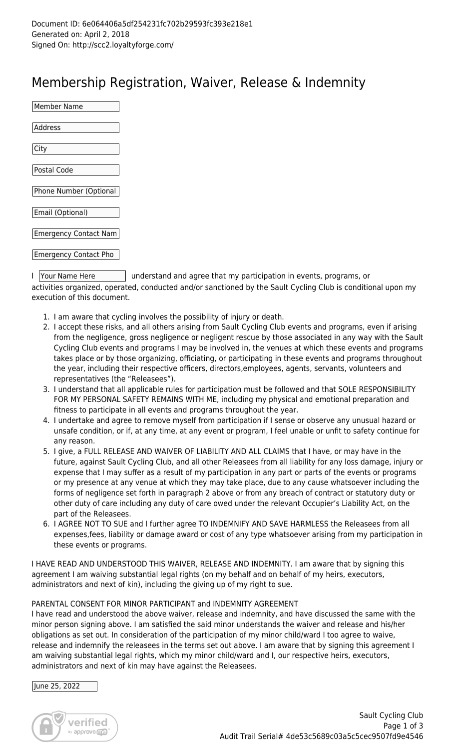Document ID: 6e064406a5df254231fc702b29593fc393e218e1
Generated on: April 2, 2018
Signed On: http://scc2.loyaltyforge.com/

# Membership Registration, Waiver, Release & Indemnity

Member Name

Address

City

Postal Code

Phone Number (Optional

Email (Optional)

Emergency Contact Nam

Emergency Contact Pho

I Your Name Here understand and agree that my participation in events, programs, or activities organized, operated, conducted and/or sanctioned by the Sault Cycling Club is conditional upon my execution of this document.

1. I am aware that cycling involves the possibility of injury or death.
2. I accept these risks, and all others arising from Sault Cycling Club events and programs, even if arising from the negligence, gross negligence or negligent rescue by those associated in any way with the Sault Cycling Club events and programs I may be involved in, the venues at which these events and programs takes place or by those organizing, officiating, or participating in these events and programs throughout the year, including their respective officers, directors,employees, agents, servants, volunteers and representatives (the "Releasees").
3. I understand that all applicable rules for participation must be followed and that SOLE RESPONSIBILITY FOR MY PERSONAL SAFETY REMAINS WITH ME, including my physical and emotional preparation and fitness to participate in all events and programs throughout the year.
4. I undertake and agree to remove myself from participation if I sense or observe any unusual hazard or unsafe condition, or if, at any time, at any event or program, I feel unable or unfit to safety continue for any reason.
5. I give, a FULL RELEASE AND WAIVER OF LIABILITY AND ALL CLAIMS that I have, or may have in the future, against Sault Cycling Club, and all other Releasees from all liability for any loss damage, injury or expense that I may suffer as a result of my participation in any part or parts of the events or programs or my presence at any venue at which they may take place, due to any cause whatsoever including the forms of negligence set forth in paragraph 2 above or from any breach of contract or statutory duty or other duty of care including any duty of care owed under the relevant Occupier's Liability Act, on the part of the Releasees.
6. I AGREE NOT TO SUE and I further agree TO INDEMNIFY AND SAVE HARMLESS the Releasees from all expenses,fees, liability or damage award or cost of any type whatsoever arising from my participation in these events or programs.

I HAVE READ AND UNDERSTOOD THIS WAIVER, RELEASE AND INDEMNITY. I am aware that by signing this agreement I am waiving substantial legal rights (on my behalf and on behalf of my heirs, executors, administrators and next of kin), including the giving up of my right to sue.

PARENTAL CONSENT FOR MINOR PARTICIPANT and INDEMNITY AGREEMENT
I have read and understood the above waiver, release and indemnity, and have discussed the same with the minor person signing above. I am satisfied the said minor understands the waiver and release and his/her obligations as set out. In consideration of the participation of my minor child/ward I too agree to waive, release and indemnify the releasees in the terms set out above. I am aware that by signing this agreement I am waiving substantial legal rights, which my minor child/ward and I, our respective heirs, executors, administrators and next of kin may have against the Releasees.

June 25, 2022

Sault Cycling Club

Audit Trail Serial# 4de53c5689c03a5c5cec9507fd9e4546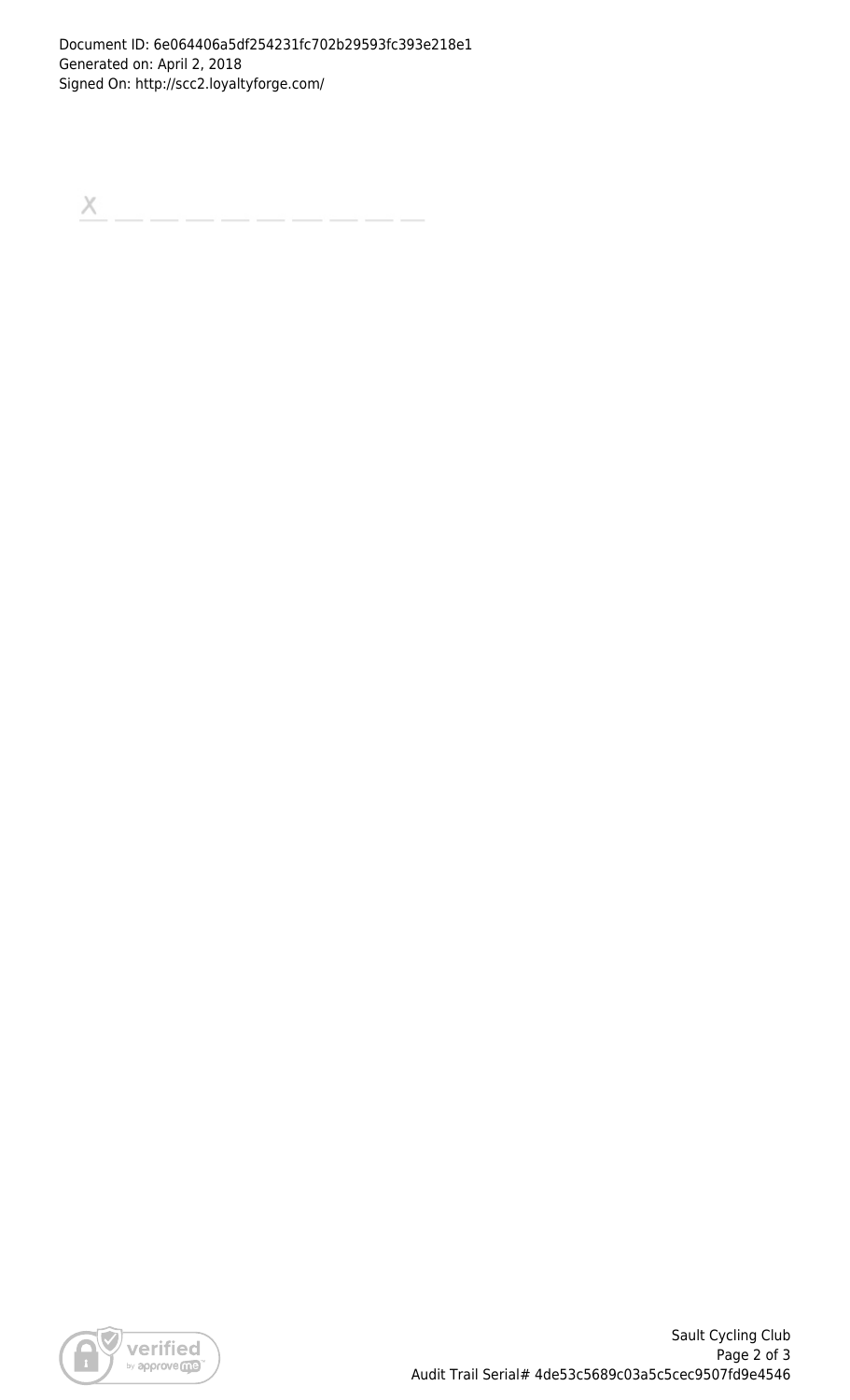X __________________________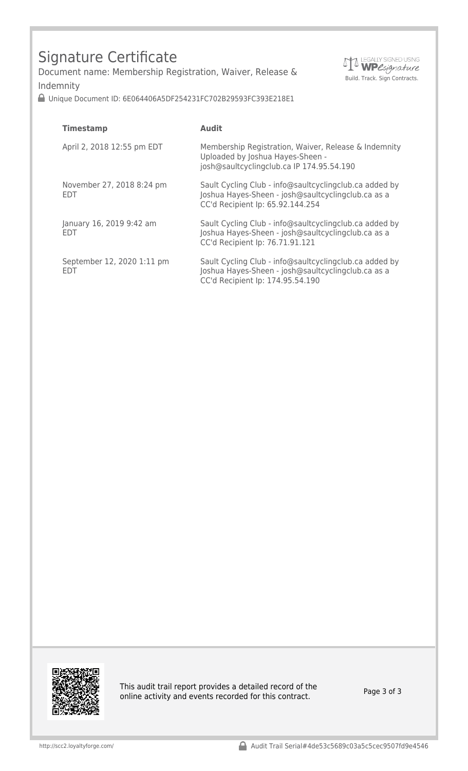# Signature Certificate

Document name: Membership Registration, Waiver, Release & Indemnity

Unique Document ID: 6E064406A5DF254231FC702B29593FC393E218E1

LEGALLY SIGNED USING WPEsignature
Build. Track. Sign Contracts.

| Timestamp | Audit |
| --- | --- |
| April 2, 2018 12:55 pm EDT | Membership Registration, Waiver, Release & Indemnity Uploaded by Joshua Hayes-Sheen - josh@saultcyclingclub.ca IP 174.95.54.190 |
| November 27, 2018 8:24 pm EDT | Sault Cycling Club - info@saultcyclingclub.ca added by Joshua Hayes-Sheen - josh@saultcyclingclub.ca as a CC'd Recipient Ip: 65.92.144.254 |
| January 16, 2019 9:42 am EDT | Sault Cycling Club - info@saultcyclingclub.ca added by Joshua Hayes-Sheen - josh@saultcyclingclub.ca as a CC'd Recipient Ip: 76.71.91.121 |
| September 12, 2020 1:11 pm EDT | Sault Cycling Club - info@saultcyclingclub.ca added by Joshua Hayes-Sheen - josh@saultcyclingclub.ca as a CC'd Recipient Ip: 174.95.54.190 |

This audit trail report provides a detailed record of the online activity and events recorded for this contract.

http://scc2.loyaltyforge.com/

Audit Trail Serial#4de53c5689c03a5c5cec9507fd9e4546